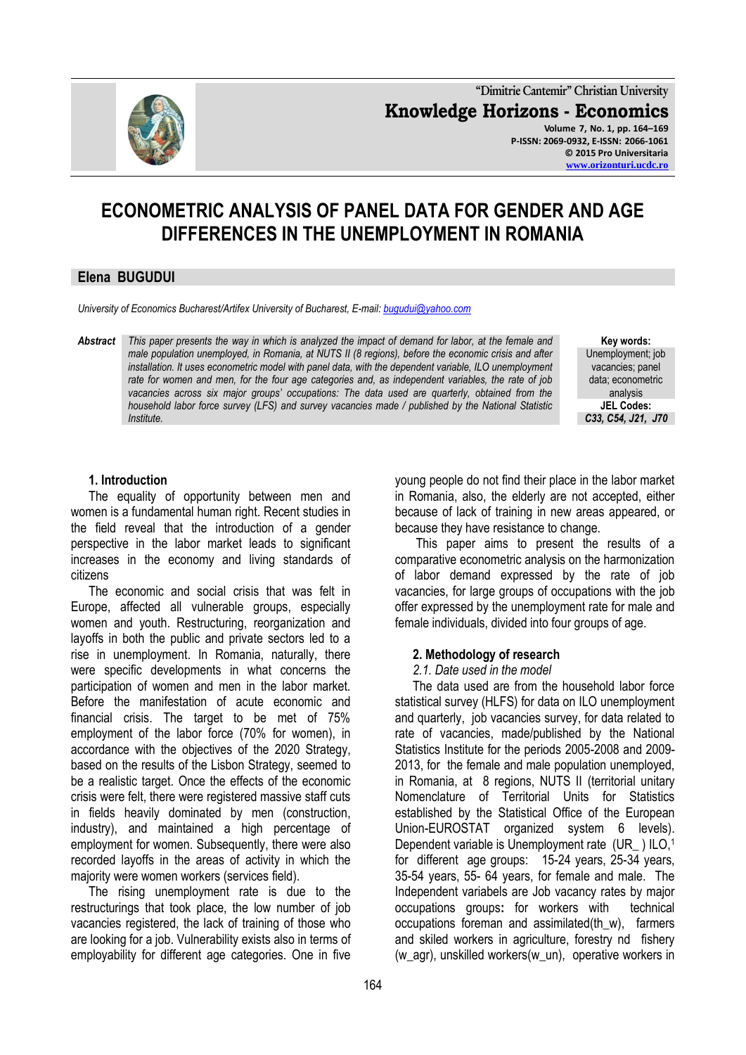"Dimitrie Cantemir" Christian University

**Knowledge Horizons - Economics**

Volume 7, No. 1, pp. 164–169
P-ISSN: 2069-0932, E-ISSN: 2066-1061
© 2015 Pro Universitaria
www.orizonturi.ucdc.ro

# ECONOMETRIC ANALYSIS OF PANEL DATA FOR GENDER AND AGE DIFFERENCES IN THE UNEMPLOYMENT IN ROMANIA

## Elena BUGUDUI

*University of Economics Bucharest/Artifex University of Bucharest, E-mail: bugudui@yahoo.com*

***Abstract*** *This paper presents the way in which is analyzed the impact of demand for labor, at the female and male population unemployed, in Romania, at NUTS II (8 regions), before the economic crisis and after installation. It uses econometric model with panel data, with the dependent variable, ILO unemployment rate for women and men, for the four age categories and, as independent variables, the rate of job vacancies across six major groups' occupations: The data used are quarterly, obtained from the household labor force survey (LFS) and survey vacancies made / published by the National Statistic Institute.*

**Key words:** Unemployment; job vacancies; panel data; econometric analysis

**JEL Codes:** *C33, C54, J21, J70*

### 1. Introduction

The equality of opportunity between men and women is a fundamental human right. Recent studies in the field reveal that the introduction of a gender perspective in the labor market leads to significant increases in the economy and living standards of citizens

The economic and social crisis that was felt in Europe, affected all vulnerable groups, especially women and youth. Restructuring, reorganization and layoffs in both the public and private sectors led to a rise in unemployment. In Romania, naturally, there were specific developments in what concerns the participation of women and men in the labor market. Before the manifestation of acute economic and financial crisis. The target to be met of 75% employment of the labor force (70% for women), in accordance with the objectives of the 2020 Strategy, based on the results of the Lisbon Strategy, seemed to be a realistic target. Once the effects of the economic crisis were felt, there were registered massive staff cuts in fields heavily dominated by men (construction, industry), and maintained a high percentage of employment for women. Subsequently, there were also recorded layoffs in the areas of activity in which the majority were women workers (services field).

The rising unemployment rate is due to the restructurings that took place, the low number of job vacancies registered, the lack of training of those who are looking for a job. Vulnerability exists also in terms of employability for different age categories. One in five young people do not find their place in the labor market in Romania, also, the elderly are not accepted, either because of lack of training in new areas appeared, or because they have resistance to change.

This paper aims to present the results of a comparative econometric analysis on the harmonization of labor demand expressed by the rate of job vacancies, for large groups of occupations with the job offer expressed by the unemployment rate for male and female individuals, divided into four groups of age.

### 2. Methodology of research

*2.1. Date used in the model*

The data used are from the household labor force statistical survey (HLFS) for data on ILO unemployment and quarterly, job vacancies survey, for data related to rate of vacancies, made/published by the National Statistics Institute for the periods 2005-2008 and 2009-2013, for the female and male population unemployed, in Romania, at 8 regions, NUTS II (territorial unitary Nomenclature of Territorial Units for Statistics established by the Statistical Office of the European Union-EUROSTAT organized system 6 levels). Dependent variable is Unemployment rate (UR_ ) ILO,[1] for different age groups: 15-24 years, 25-34 years, 35-54 years, 55- 64 years, for female and male. The Independent variabels are Job vacancy rates by major occupations groups**:** for workers with technical occupations foreman and assimilated(th_w), farmers and skiled workers in agriculture, forestry nd fishery (w_agr), unskilled workers(w_un), operative workers in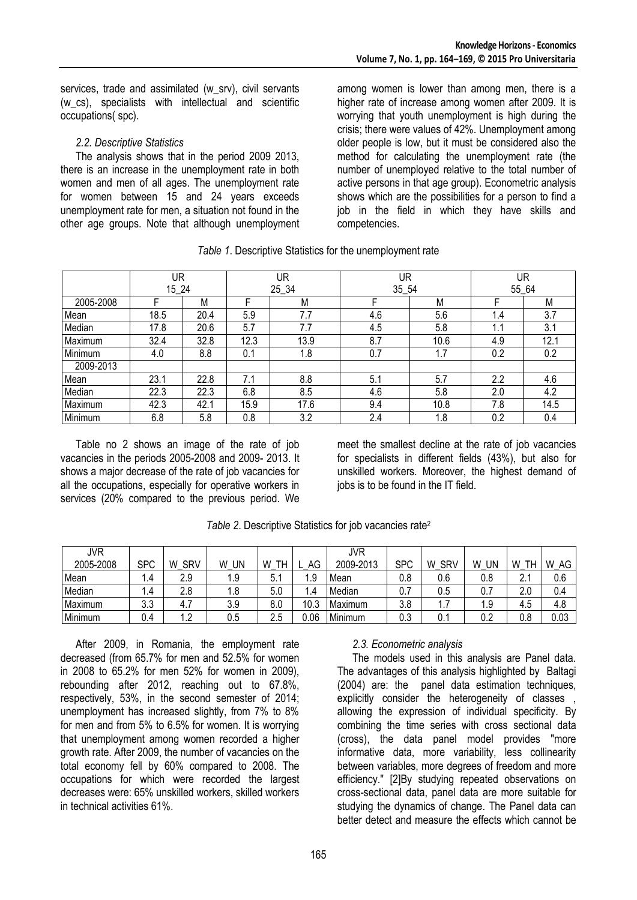services, trade and assimilated (w_srv), civil servants (w_cs), specialists with intellectual and scientific occupations( spc).

*2.2. Descriptive Statistics*

The analysis shows that in the period 2009 2013, there is an increase in the unemployment rate in both women and men of all ages. The unemployment rate for women between 15 and 24 years exceeds unemployment rate for men, a situation not found in the other age groups. Note that although unemployment among women is lower than among men, there is a higher rate of increase among women after 2009. It is worrying that youth unemployment is high during the crisis; there were values of 42%. Unemployment among older people is low, but it must be considered also the method for calculating the unemployment rate (the number of unemployed relative to the total number of active persons in that age group). Econometric analysis shows which are the possibilities for a person to find a job in the field in which they have skills and competencies.

*Table 1*. Descriptive Statistics for the unemployment rate

| | UR 15_24 | | UR 25_34 | | UR 35_54 | | UR 55_64 | |
|---|---|---|---|---|---|---|---|---|
| 2005-2008 | F | M | F | M | F | M | F | M |
| Mean | 18.5 | 20.4 | 5.9 | 7.7 | 4.6 | 5.6 | 1.4 | 3.7 |
| Median | 17.8 | 20.6 | 5.7 | 7.7 | 4.5 | 5.8 | 1.1 | 3.1 |
| Maximum | 32.4 | 32.8 | 12.3 | 13.9 | 8.7 | 10.6 | 4.9 | 12.1 |
| Minimum | 4.0 | 8.8 | 0.1 | 1.8 | 0.7 | 1.7 | 0.2 | 0.2 |
| 2009-2013 | | | | | | | | |
| Mean | 23.1 | 22.8 | 7.1 | 8.8 | 5.1 | 5.7 | 2.2 | 4.6 |
| Median | 22.3 | 22.3 | 6.8 | 8.5 | 4.6 | 5.8 | 2.0 | 4.2 |
| Maximum | 42.3 | 42.1 | 15.9 | 17.6 | 9.4 | 10.8 | 7.8 | 14.5 |
| Minimum | 6.8 | 5.8 | 0.8 | 3.2 | 2.4 | 1.8 | 0.2 | 0.4 |

Table no 2 shows an image of the rate of job vacancies in the periods 2005-2008 and 2009- 2013. It shows a major decrease of the rate of job vacancies for all the occupations, especially for operative workers in services (20% compared to the previous period. We meet the smallest decline at the rate of job vacancies for specialists in different fields (43%), but also for unskilled workers. Moreover, the highest demand of jobs is to be found in the IT field.

*Table 2*. Descriptive Statistics for job vacancies rate[2]

| JVR 2005-2008 | SPC | W_SRV | W_UN | W_TH | L_AG | JVR 2009-2013 | SPC | W_SRV | W_UN | W_TH | W_AG |
|---|---|---|---|---|---|---|---|---|---|---|---|
| Mean | 1.4 | 2.9 | 1.9 | 5.1 | 1.9 | Mean | 0.8 | 0.6 | 0.8 | 2.1 | 0.6 |
| Median | 1.4 | 2.8 | 1.8 | 5.0 | 1.4 | Median | 0.7 | 0.5 | 0.7 | 2.0 | 0.4 |
| Maximum | 3.3 | 4.7 | 3.9 | 8.0 | 10.3 | Maximum | 3.8 | 1.7 | 1.9 | 4.5 | 4.8 |
| Minimum | 0.4 | 1.2 | 0.5 | 2.5 | 0.06 | Minimum | 0.3 | 0.1 | 0.2 | 0.8 | 0.03 |

After 2009, in Romania, the employment rate decreased (from 65.7% for men and 52.5% for women in 2008 to 65.2% for men 52% for women in 2009), rebounding after 2012, reaching out to 67.8%, respectively, 53%, in the second semester of 2014; unemployment has increased slightly, from 7% to 8% for men and from 5% to 6.5% for women. It is worrying that unemployment among women recorded a higher growth rate. After 2009, the number of vacancies on the total economy fell by 60% compared to 2008. The occupations for which were recorded the largest decreases were: 65% unskilled workers, skilled workers in technical activities 61%.

*2.3. Econometric analysis*

The models used in this analysis are Panel data. The advantages of this analysis highlighted by Baltagi (2004) are: the panel data estimation techniques, explicitly consider the heterogeneity of classes , allowing the expression of individual specificity. By combining the time series with cross sectional data (cross), the data panel model provides "more informative data, more variability, less collinearity between variables, more degrees of freedom and more efficiency." [2]By studying repeated observations on cross-sectional data, panel data are more suitable for studying the dynamics of change. The Panel data can better detect and measure the effects which cannot be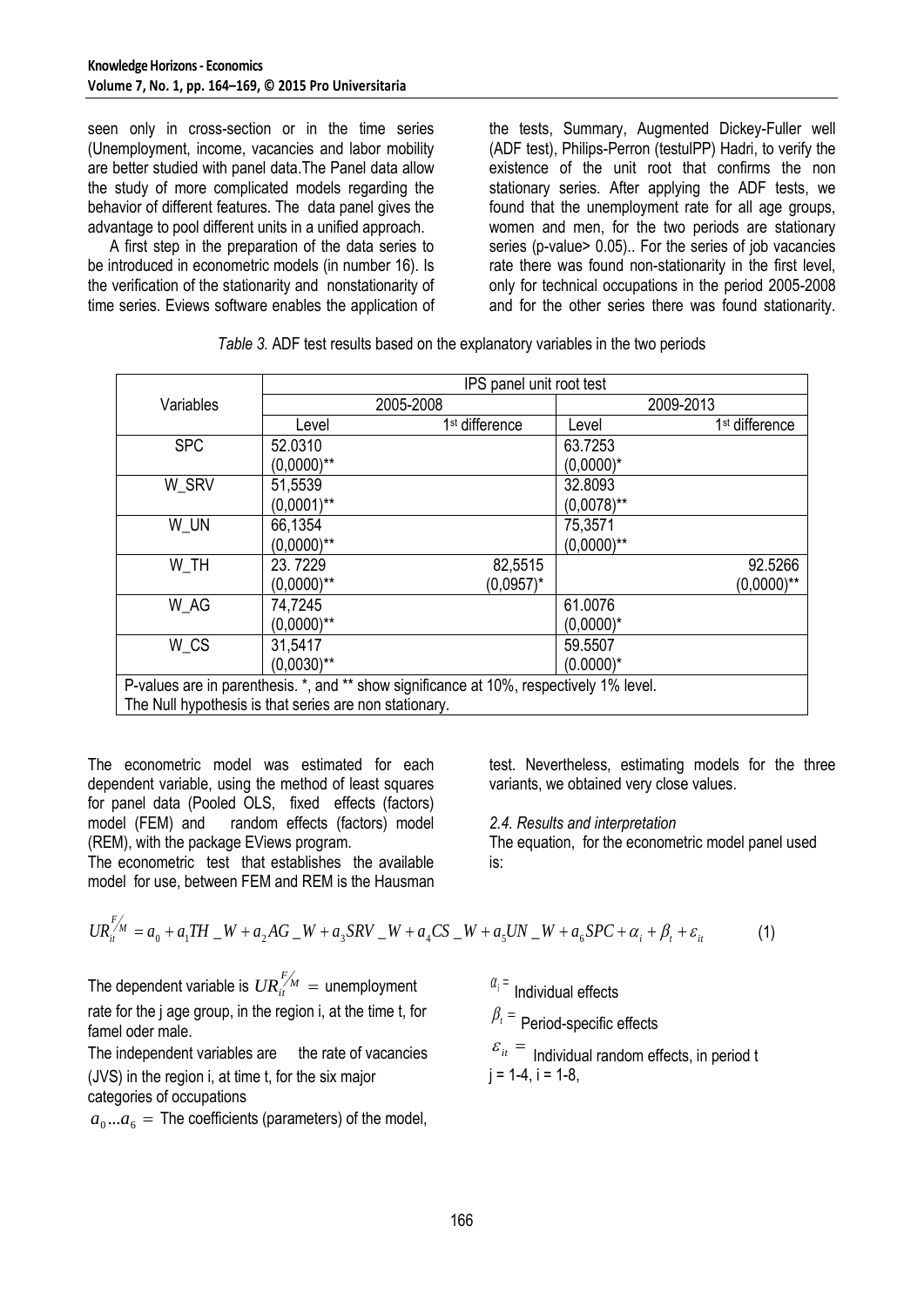seen only in cross-section or in the time series (Unemployment, income, vacancies and labor mobility are better studied with panel data.The Panel data allow the study of more complicated models regarding the behavior of different features. The data panel gives the advantage to pool different units in a unified approach.

A first step in the preparation of the data series to be introduced in econometric models (in number 16). Is the verification of the stationarity and nonstationarity of time series. Eviews software enables the application of the tests, Summary, Augmented Dickey-Fuller well (ADF test), Philips-Perron (testulPP) Hadri, to verify the existence of the unit root that confirms the non stationary series. After applying the ADF tests, we found that the unemployment rate for all age groups, women and men, for the two periods are stationary series (p-value> 0.05).. For the series of job vacancies rate there was found non-stationarity in the first level, only for technical occupations in the period 2005-2008 and for the other series there was found stationarity.

*Table 3.* ADF test results based on the explanatory variables in the two periods

| Variables | IPS panel unit root test | | | |
|---|---|---|---|---|
| | 2005-2008 | | 2009-2013 | |
| | Level | 1st difference | Level | 1st difference |
| SPC | 52.0310 (0,0000)** | | 63.7253 (0,0000)* | |
| W_SRV | 51,5539 (0,0001)** | | 32.8093 (0,0078)** | |
| W_UN | 66,1354 (0,0000)** | | 75,3571 (0,0000)** | |
| W_TH | 23. 7229 (0,0000)** | 82,5515 (0,0957)* | | 92.5266 (0,0000)** |
| W_AG | 74,7245 (0,0000)** | | 61.0076 (0,0000)* | |
| W_CS | 31,5417 (0,0030)** | | 59.5507 (0.0000)* | |

P-values are in parenthesis. *, and ** show significance at 10%, respectively 1% level.
The Null hypothesis is that series are non stationary.

The econometric model was estimated for each dependent variable, using the method of least squares for panel data (Pooled OLS, fixed effects (factors) model (FEM) and random effects (factors) model (REM), with the package EViews program.

The econometric test that establishes the available model for use, between FEM and REM is the Hausman test. Nevertheless, estimating models for the three variants, we obtained very close values.

*2.4. Results and interpretation*

The equation, for the econometric model panel used is:

$$UR_{it}^{F/M} = a_0 + a_1 TH\_W + a_2 AG\_W + a_3 SRV\_W + a_4 CS\_W + a_5 UN\_W + a_6 SPC + \alpha_i + \beta_t + \varepsilon_{it} \qquad (1)$$

The dependent variable is $UR_{it}^{F/M}$ = unemployment rate for the j age group, in the region i, at the time t, for famel oder male.

The independent variables are the rate of vacancies (JVS) in the region i, at time t, for the six major categories of occupations

$a_0 ... a_6$ = The coefficients (parameters) of the model,

$\alpha_i$ = Individual effects

$\beta_t$ = Period-specific effects

$\varepsilon_{it}$ = Individual random effects, in period t

j = 1-4, i = 1-8,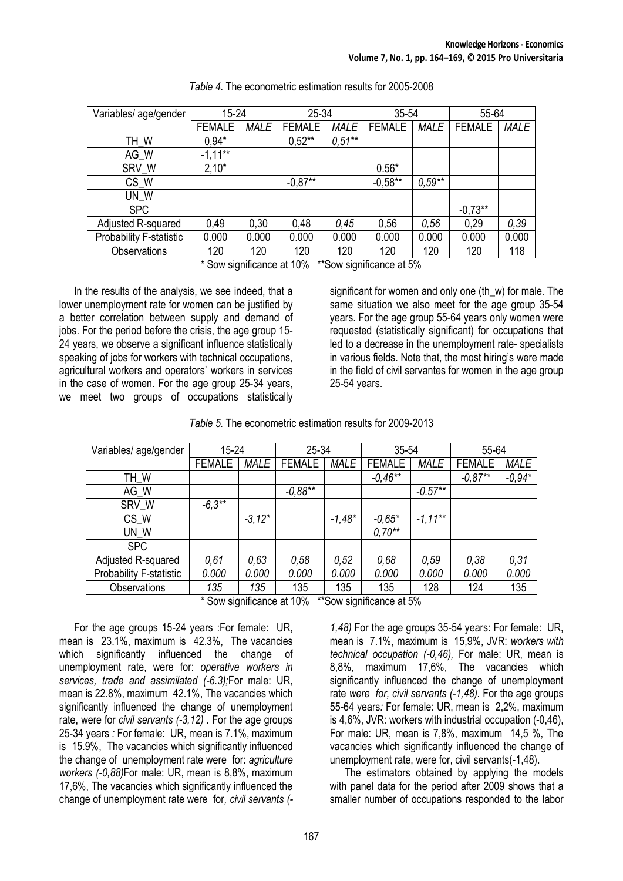*Table 4.* The econometric estimation results for 2005-2008

| Variables/ age/gender | 15-24 | | 25-34 | | 35-54 | | 55-64 | |
|---|---|---|---|---|---|---|---|---|
| | FEMALE | *MALE* | FEMALE | *MALE* | FEMALE | *MALE* | FEMALE | *MALE* |
| TH_W | 0,94* | | 0,52** | *0,51*** | | | | |
| AG_W | -1,11** | | | | | | | |
| SRV_W | 2,10* | | | | 0.56* | | | |
| CS_W | | | -0,87** | | -0,58** | *0,59*** | | |
| UN_W | | | | | | | | |
| SPC | | | | | | | -0,73** | |
| Adjusted R-squared | 0,49 | 0,30 | 0,48 | *0,45* | 0,56 | *0,56* | 0,29 | *0,39* |
| Probability F-statistic | 0.000 | 0.000 | 0.000 | 0.000 | 0.000 | 0.000 | 0.000 | 0.000 |
| Observations | 120 | 120 | 120 | 120 | 120 | 120 | 120 | 118 |

\* Sow significance at 10% ** Sow significance at 5%

In the results of the analysis, we see indeed, that a lower unemployment rate for women can be justified by a better correlation between supply and demand of jobs. For the period before the crisis, the age group 15-24 years, we observe a significant influence statistically speaking of jobs for workers with technical occupations, agricultural workers and operators' workers in services in the case of women. For the age group 25-34 years, we meet two groups of occupations statistically significant for women and only one (th_w) for male. The same situation we also meet for the age group 35-54 years. For the age group 55-64 years only women were requested (statistically significant) for occupations that led to a decrease in the unemployment rate- specialists in various fields. Note that, the most hiring's were made in the field of civil servantes for women in the age group 25-54 years.

*Table 5.* The econometric estimation results for 2009-2013

| Variables/ age/gender | 15-24 | | 25-34 | | 35-54 | | 55-64 | |
|---|---|---|---|---|---|---|---|---|
| | FEMALE | *MALE* | FEMALE | *MALE* | FEMALE | *MALE* | FEMALE | *MALE* |
| TH_W | | | | | *-0,46*** | | *-0,87*** | *-0,94** |
| AG_W | | | *-0,88*** | | | *-0.57*** | | |
| SRV_W | *-6,3*** | | | | | | | |
| CS_W | | *-3,12** | | *-1,48** | *-0,65** | *-1,11*** | | |
| UN_W | | | | | *0,70*** | | | |
| SPC | | | | | | | | |
| Adjusted R-squared | *0,61* | *0,63* | *0,58* | *0,52* | *0,68* | *0,59* | *0,38* | *0,31* |
| Probability F-statistic | *0.000* | *0.000* | *0.000* | *0.000* | *0.000* | *0.000* | *0.000* | *0.000* |
| Observations | *135* | *135* | 135 | 135 | 135 | 128 | 124 | 135 |

\* Sow significance at 10% ** Sow significance at 5%

For the age groups 15-24 years :For female: UR, mean is 23.1%, maximum is 42.3%, The vacancies which significantly influenced the change of unemployment rate, were for: *operative workers in services, trade and assimilated (-6.3);*For male: UR, mean is 22.8%, maximum 42.1%, The vacancies which significantly influenced the change of unemployment rate, were for *civil servants (-3,12) .* For the age groups 25-34 years *:* For female: UR, mean is 7.1%, maximum is 15.9%, The vacancies which significantly influenced the change of unemployment rate were for: *agriculture workers (-0,88)*For male: UR, mean is 8,8%, maximum 17,6%, The vacancies which significantly influenced the change of unemployment rate were for*, civil servants (-1,48)* For the age groups 35-54 years: For female: UR, mean is 7.1%, maximum is 15,9%, JVR: *workers with technical occupation (-0,46),* For male: UR, mean is 8,8%, maximum 17,6%, The vacancies which significantly influenced the change of unemployment rate *were for, civil servants (-1,48).* For the age groups 55-64 years*:* For female: UR, mean is 2,2%, maximum is 4,6%, JVR: workers with industrial occupation (-0,46), For male: UR, mean is 7,8%, maximum 14,5 %, The vacancies which significantly influenced the change of unemployment rate, were for, civil servants(-1,48).

The estimators obtained by applying the models with panel data for the period after 2009 shows that a smaller number of occupations responded to the labor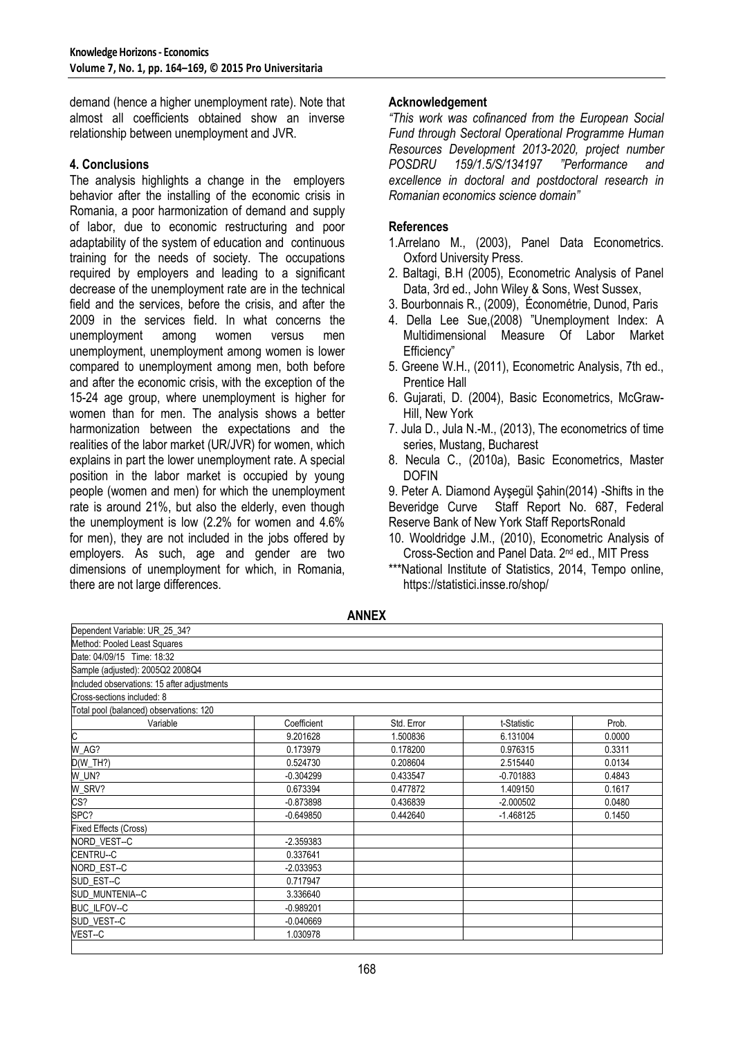demand (hence a higher unemployment rate). Note that almost all coefficients obtained show an inverse relationship between unemployment and JVR.

## 4. Conclusions

The analysis highlights a change in the employers behavior after the installing of the economic crisis in Romania, a poor harmonization of demand and supply of labor, due to economic restructuring and poor adaptability of the system of education and continuous training for the needs of society. The occupations required by employers and leading to a significant decrease of the unemployment rate are in the technical field and the services, before the crisis, and after the 2009 in the services field. In what concerns the unemployment among women versus men unemployment, unemployment among women is lower compared to unemployment among men, both before and after the economic crisis, with the exception of the 15-24 age group, where unemployment is higher for women than for men. The analysis shows a better harmonization between the expectations and the realities of the labor market (UR/JVR) for women, which explains in part the lower unemployment rate. A special position in the labor market is occupied by young people (women and men) for which the unemployment rate is around 21%, but also the elderly, even though the unemployment is low (2.2% for women and 4.6% for men), they are not included in the jobs offered by employers. As such, age and gender are two dimensions of unemployment for which, in Romania, there are not large differences.

## Acknowledgement

*"This work was cofinanced from the European Social Fund through Sectoral Operational Programme Human Resources Development 2013-2020, project number POSDRU 159/1.5/S/134197 "Performance and excellence in doctoral and postdoctoral research in Romanian economics science domain"*

## References

1. Arrelano M., (2003), Panel Data Econometrics. Oxford University Press.
2. Baltagi, B.H (2005), Econometric Analysis of Panel Data, 3rd ed., John Wiley & Sons, West Sussex,
3. Bourbonnais R., (2009), Économétrie, Dunod, Paris
4. Della Lee Sue,(2008) "Unemployment Index: A Multidimensional Measure Of Labor Market Efficiency"
5. Greene W.H., (2011), Econometric Analysis, 7th ed., Prentice Hall
6. Gujarati, D. (2004), Basic Econometrics, McGraw-Hill, New York
7. Jula D., Jula N.-M., (2013), The econometrics of time series, Mustang, Bucharest
8. Necula C., (2010a), Basic Econometrics, Master DOFIN
9. Peter A. Diamond Ayşegül Şahin(2014) -Shifts in the Beveridge Curve Staff Report No. 687, Federal Reserve Bank of New York Staff ReportsRonald
10. Wooldridge J.M., (2010), Econometric Analysis of Cross-Section and Panel Data. 2nd ed., MIT Press

***National Institute of Statistics, 2014, Tempo online, https://statistici.insse.ro/shop/

## ANNEX

| Dependent Variable: UR_25_34? | | | | |
|---|---|---|---|---|
| Method: Pooled Least Squares | | | | |
| Date: 04/09/15 Time: 18:32 | | | | |
| Sample (adjusted): 2005Q2 2008Q4 | | | | |
| Included observations: 15 after adjustments | | | | |
| Cross-sections included: 8 | | | | |
| Total pool (balanced) observations: 120 | | | | |
| Variable | Coefficient | Std. Error | t-Statistic | Prob. |
| C | 9.201628 | 1.500836 | 6.131004 | 0.0000 |
| W_AG? | 0.173979 | 0.178200 | 0.976315 | 0.3311 |
| D(W_TH?) | 0.524730 | 0.208604 | 2.515440 | 0.0134 |
| W_UN? | -0.304299 | 0.433547 | -0.701883 | 0.4843 |
| W_SRV? | 0.673394 | 0.477872 | 1.409150 | 0.1617 |
| CS? | -0.873898 | 0.436839 | -2.000502 | 0.0480 |
| SPC? | -0.649850 | 0.442640 | -1.468125 | 0.1450 |
| Fixed Effects (Cross) | | | | |
| NORD_VEST--C | -2.359383 | | | |
| CENTRU--C | 0.337641 | | | |
| NORD_EST--C | -2.033953 | | | |
| SUD_EST--C | 0.717947 | | | |
| SUD_MUNTENIA--C | 3.336640 | | | |
| BUC_ILFOV--C | -0.989201 | | | |
| SUD_VEST--C | -0.040669 | | | |
| VEST--C | 1.030978 | | | |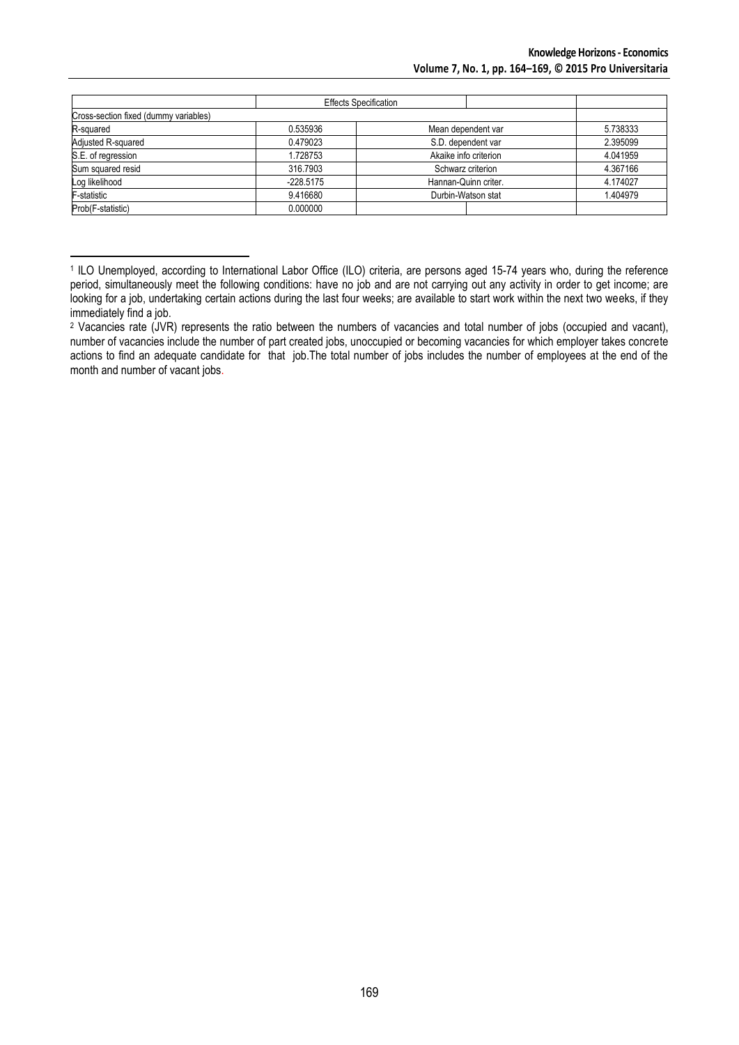| | | | |
|---|---|---|---|
| | Effects Specification | | |
| Cross-section fixed (dummy variables) | | | |
| R-squared | 0.535936 | Mean dependent var | 5.738333 |
| Adjusted R-squared | 0.479023 | S.D. dependent var | 2.395099 |
| S.E. of regression | 1.728753 | Akaike info criterion | 4.041959 |
| Sum squared resid | 316.7903 | Schwarz criterion | 4.367166 |
| Log likelihood | -228.5175 | Hannan-Quinn criter. | 4.174027 |
| F-statistic | 9.416680 | Durbin-Watson stat | 1.404979 |
| Prob(F-statistic) | 0.000000 | | |

[1] ILO Unemployed, according to International Labor Office (ILO) criteria, are persons aged 15-74 years who, during the reference period, simultaneously meet the following conditions: have no job and are not carrying out any activity in order to get income; are looking for a job, undertaking certain actions during the last four weeks; are available to start work within the next two weeks, if they immediately find a job.

[2] Vacancies rate (JVR) represents the ratio between the numbers of vacancies and total number of jobs (occupied and vacant), number of vacancies include the number of part created jobs, unoccupied or becoming vacancies for which employer takes concrete actions to find an adequate candidate for that job.The total number of jobs includes the number of employees at the end of the month and number of vacant jobs.